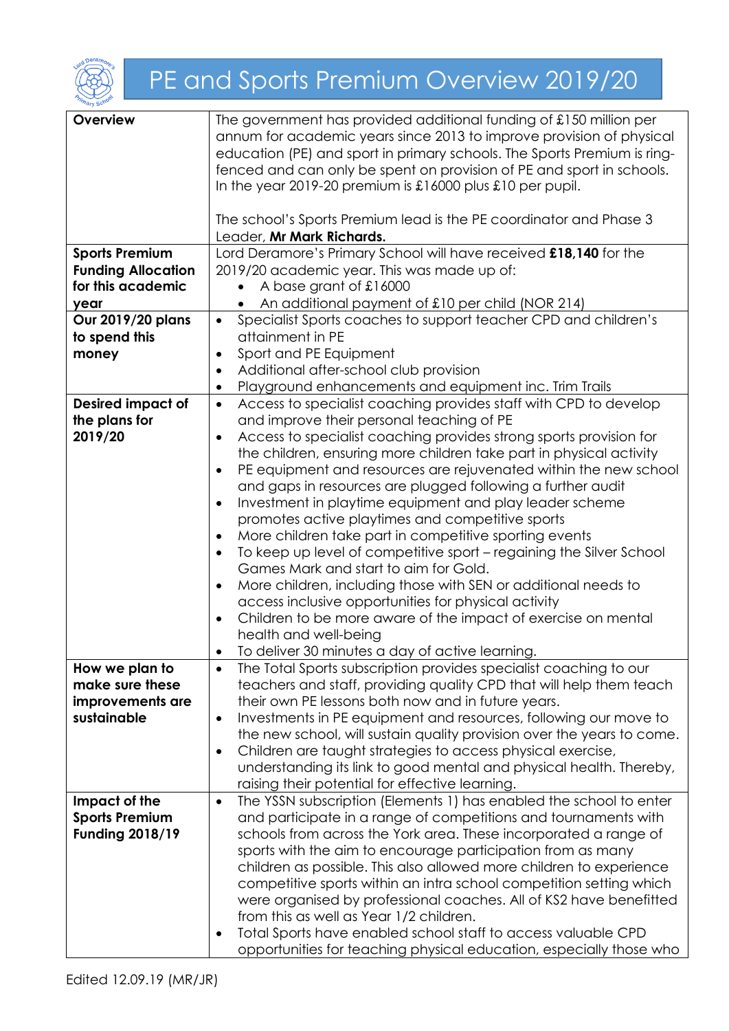# PE and Sports Premium Overview 2019/20

| | |
|---|---|
| **Overview** | The government has provided additional funding of £150 million per annum for academic years since 2013 to improve provision of physical education (PE) and sport in primary schools. The Sports Premium is ring-fenced and can only be spent on provision of PE and sport in schools. In the year 2019-20 premium is £16000 plus £10 per pupil.<br><br>The school's Sports Premium lead is the PE coordinator and Phase 3 Leader, **Mr Mark Richards.** |
| **Sports Premium Funding Allocation for this academic year** | Lord Deramore's Primary School will have received **£18,140** for the 2019/20 academic year. This was made up of:<br>• A base grant of £16000<br>• An additional payment of £10 per child (NOR 214) |
| **Our 2019/20 plans to spend this money** | • Specialist Sports coaches to support teacher CPD and children's attainment in PE<br>• Sport and PE Equipment<br>• Additional after-school club provision<br>• Playground enhancements and equipment inc. Trim Trails |
| **Desired impact of the plans for 2019/20** | • Access to specialist coaching provides staff with CPD to develop and improve their personal teaching of PE<br>• Access to specialist coaching provides strong sports provision for the children, ensuring more children take part in physical activity<br>• PE equipment and resources are rejuvenated within the new school and gaps in resources are plugged following a further audit<br>• Investment in playtime equipment and play leader scheme promotes active playtimes and competitive sports<br>• More children take part in competitive sporting events<br>• To keep up level of competitive sport – regaining the Silver School Games Mark and start to aim for Gold.<br>• More children, including those with SEN or additional needs to access inclusive opportunities for physical activity<br>• Children to be more aware of the impact of exercise on mental health and well-being<br>• To deliver 30 minutes a day of active learning. |
| **How we plan to make sure these improvements are sustainable** | • The Total Sports subscription provides specialist coaching to our teachers and staff, providing quality CPD that will help them teach their own PE lessons both now and in future years.<br>• Investments in PE equipment and resources, following our move to the new school, will sustain quality provision over the years to come.<br>• Children are taught strategies to access physical exercise, understanding its link to good mental and physical health. Thereby, raising their potential for effective learning. |
| **Impact of the Sports Premium Funding 2018/19** | • The YSSN subscription (Elements 1) has enabled the school to enter and participate in a range of competitions and tournaments with schools from across the York area. These incorporated a range of sports with the aim to encourage participation from as many children as possible. This also allowed more children to experience competitive sports within an intra school competition setting which were organised by professional coaches. All of KS2 have benefitted from this as well as Year 1/2 children.<br>• Total Sports have enabled school staff to access valuable CPD opportunities for teaching physical education, especially those who |

Edited 12.09.19 (MR/JR)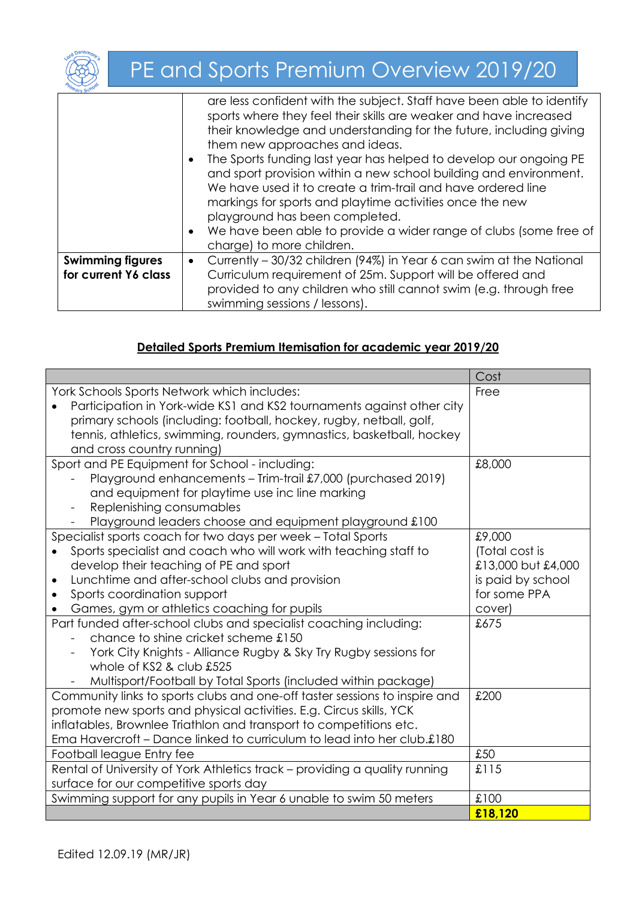# PE and Sports Premium Overview 2019/20

| | |
|---|---|
| | are less confident with the subject. Staff have been able to identify sports where they feel their skills are weaker and have increased their knowledge and understanding for the future, including giving them new approaches and ideas.<br>• The Sports funding last year has helped to develop our ongoing PE and sport provision within a new school building and environment. We have used it to create a trim-trail and have ordered line markings for sports and playtime activities once the new playground has been completed.<br>• We have been able to provide a wider range of clubs (some free of charge) to more children. |
| **Swimming figures for current Y6 class** | • Currently – 30/32 children (94%) in Year 6 can swim at the National Curriculum requirement of 25m. Support will be offered and provided to any children who still cannot swim (e.g. through free swimming sessions / lessons). |

## Detailed Sports Premium Itemisation for academic year 2019/20

| | Cost |
|---|---|
| York Schools Sports Network which includes:<br>• Participation in York-wide KS1 and KS2 tournaments against other city primary schools (including: football, hockey, rugby, netball, golf, tennis, athletics, swimming, rounders, gymnastics, basketball, hockey and cross country running) | Free |
| Sport and PE Equipment for School - including:<br>- Playground enhancements – Trim-trail £7,000 (purchased 2019) and equipment for playtime use inc line marking<br>- Replenishing consumables<br>- Playground leaders choose and equipment playground £100 | £8,000 |
| Specialist sports coach for two days per week – Total Sports<br>• Sports specialist and coach who will work with teaching staff to develop their teaching of PE and sport<br>• Lunchtime and after-school clubs and provision<br>• Sports coordination support<br>• Games, gym or athletics coaching for pupils | £9,000 (Total cost is £13,000 but £4,000 is paid by school for some PPA cover) |
| Part funded after-school clubs and specialist coaching including:<br>- chance to shine cricket scheme £150<br>- York City Knights - Alliance Rugby & Sky Try Rugby sessions for whole of KS2 & club £525<br>- Multisport/Football by Total Sports (included within package) | £675 |
| Community links to sports clubs and one-off taster sessions to inspire and promote new sports and physical activities. E.g. Circus skills, YCK inflatables, Brownlee Triathlon and transport to competitions etc.<br>Ema Havercroft – Dance linked to curriculum to lead into her club.£180 | £200 |
| Football league Entry fee | £50 |
| Rental of University of York Athletics track – providing a quality running surface for our competitive sports day | £115 |
| Swimming support for any pupils in Year 6 unable to swim 50 meters | £100 |
| | **£18,120** |

Edited 12.09.19 (MR/JR)